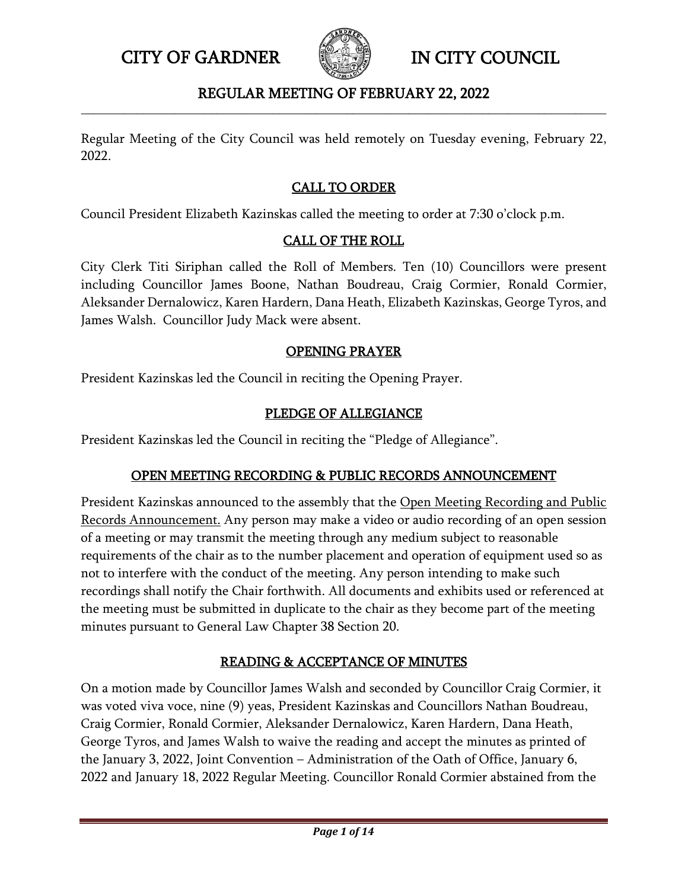# CITY OF GARDNER IN CITY COUNCIL

## REGULAR MEETING OF FEBRUARY 22, 2022

Regular Meeting of the City Council was held remotely on Tuesday evening, February 22, 2022.

### CALL TO ORDER

Council President Elizabeth Kazinskas called the meeting to order at 7:30 o'clock p.m.

### CALL OF THE ROLL

City Clerk Titi Siriphan called the Roll of Members. Ten (10) Councillors were present including Councillor James Boone, Nathan Boudreau, Craig Cormier, Ronald Cormier, Aleksander Dernalowicz, Karen Hardern, Dana Heath, Elizabeth Kazinskas, George Tyros, and James Walsh. Councillor Judy Mack were absent.

### OPENING PRAYER

President Kazinskas led the Council in reciting the Opening Prayer.

### PLEDGE OF ALLEGIANCE

President Kazinskas led the Council in reciting the "Pledge of Allegiance".

### OPEN MEETING RECORDING & PUBLIC RECORDS ANNOUNCEMENT

President Kazinskas announced to the assembly that the Open Meeting Recording and Public Records Announcement. Any person may make a video or audio recording of an open session of a meeting or may transmit the meeting through any medium subject to reasonable requirements of the chair as to the number placement and operation of equipment used so as not to interfere with the conduct of the meeting. Any person intending to make such recordings shall notify the Chair forthwith. All documents and exhibits used or referenced at the meeting must be submitted in duplicate to the chair as they become part of the meeting minutes pursuant to General Law Chapter 38 Section 20.

### READING & ACCEPTANCE OF MINUTES

On a motion made by Councillor James Walsh and seconded by Councillor Craig Cormier, it was voted viva voce, nine (9) yeas, President Kazinskas and Councillors Nathan Boudreau, Craig Cormier, Ronald Cormier, Aleksander Dernalowicz, Karen Hardern, Dana Heath, George Tyros, and James Walsh to waive the reading and accept the minutes as printed of the January 3, 2022, Joint Convention – Administration of the Oath of Office, January 6, 2022 and January 18, 2022 Regular Meeting. Councillor Ronald Cormier abstained from the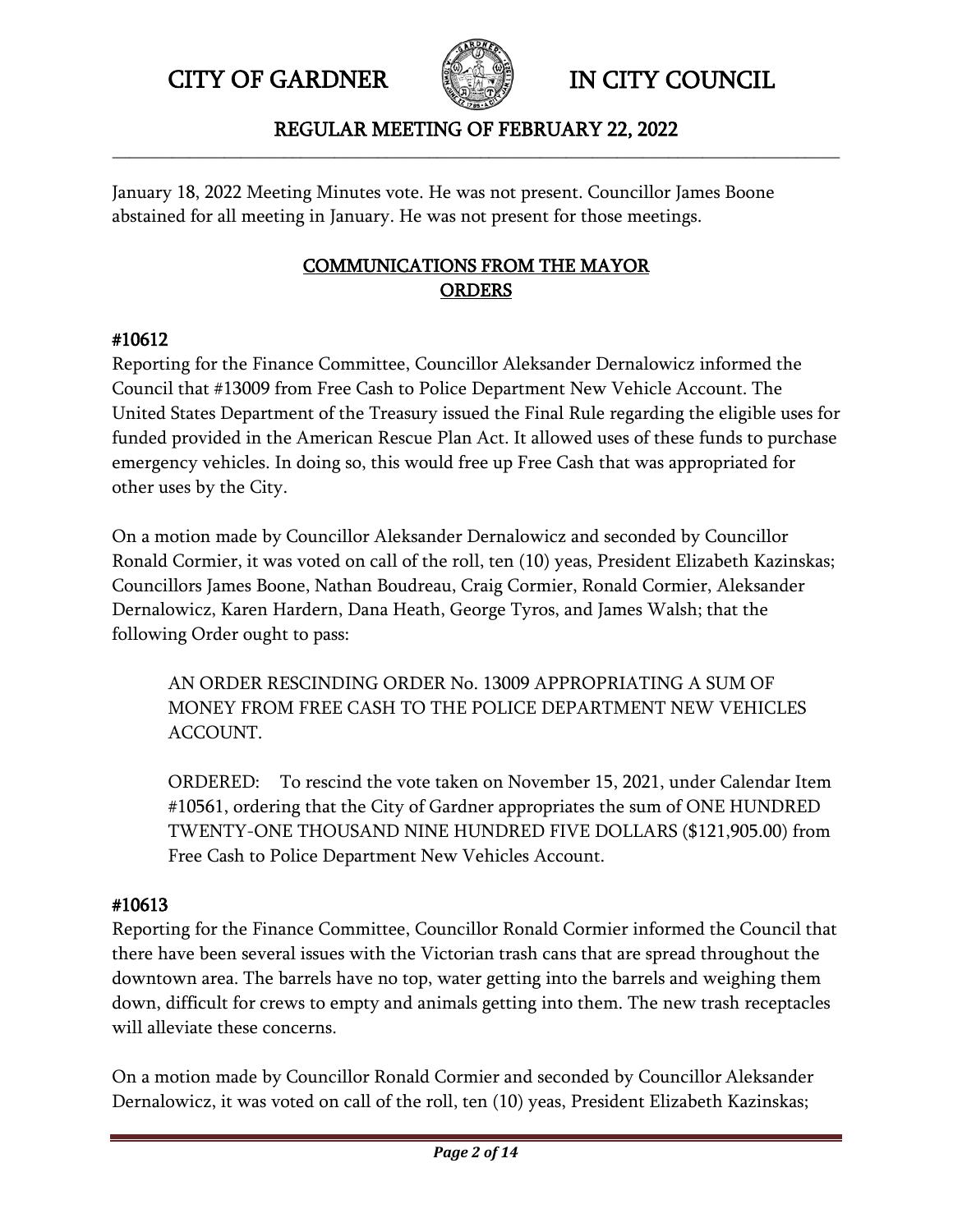January 18, 2022 Meeting Minutes vote. He was not present. Councillor James Boone abstained for all meeting in January. He was not present for those meetings.

## COMMUNICATIONS FROM THE MAYOR
## ORDERS

### #10612

Reporting for the Finance Committee, Councillor Aleksander Dernalowicz informed the Council that #13009 from Free Cash to Police Department New Vehicle Account. The United States Department of the Treasury issued the Final Rule regarding the eligible uses for funded provided in the American Rescue Plan Act. It allowed uses of these funds to purchase emergency vehicles. In doing so, this would free up Free Cash that was appropriated for other uses by the City.

On a motion made by Councillor Aleksander Dernalowicz and seconded by Councillor Ronald Cormier, it was voted on call of the roll, ten (10) yeas, President Elizabeth Kazinskas; Councillors James Boone, Nathan Boudreau, Craig Cormier, Ronald Cormier, Aleksander Dernalowicz, Karen Hardern, Dana Heath, George Tyros, and James Walsh; that the following Order ought to pass:

> AN ORDER RESCINDING ORDER No. 13009 APPROPRIATING A SUM OF MONEY FROM FREE CASH TO THE POLICE DEPARTMENT NEW VEHICLES ACCOUNT.
>
> ORDERED: To rescind the vote taken on November 15, 2021, under Calendar Item #10561, ordering that the City of Gardner appropriates the sum of ONE HUNDRED TWENTY-ONE THOUSAND NINE HUNDRED FIVE DOLLARS ($121,905.00) from Free Cash to Police Department New Vehicles Account.

### #10613

Reporting for the Finance Committee, Councillor Ronald Cormier informed the Council that there have been several issues with the Victorian trash cans that are spread throughout the downtown area. The barrels have no top, water getting into the barrels and weighing them down, difficult for crews to empty and animals getting into them. The new trash receptacles will alleviate these concerns.

On a motion made by Councillor Ronald Cormier and seconded by Councillor Aleksander Dernalowicz, it was voted on call of the roll, ten (10) yeas, President Elizabeth Kazinskas;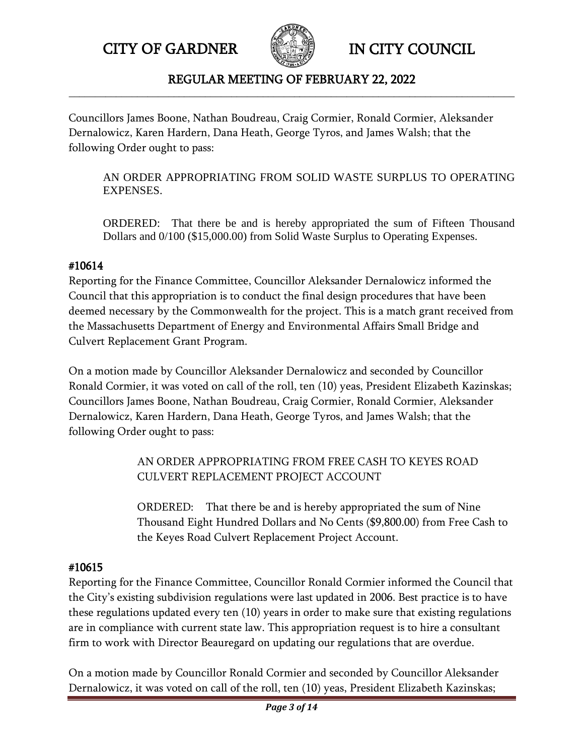Councillors James Boone, Nathan Boudreau, Craig Cormier, Ronald Cormier, Aleksander Dernalowicz, Karen Hardern, Dana Heath, George Tyros, and James Walsh; that the following Order ought to pass:

> AN ORDER APPROPRIATING FROM SOLID WASTE SURPLUS TO OPERATING EXPENSES.
>
> ORDERED: That there be and is hereby appropriated the sum of Fifteen Thousand Dollars and 0/100 ($15,000.00) from Solid Waste Surplus to Operating Expenses.

#### #10614

Reporting for the Finance Committee, Councillor Aleksander Dernalowicz informed the Council that this appropriation is to conduct the final design procedures that have been deemed necessary by the Commonwealth for the project. This is a match grant received from the Massachusetts Department of Energy and Environmental Affairs Small Bridge and Culvert Replacement Grant Program.

On a motion made by Councillor Aleksander Dernalowicz and seconded by Councillor Ronald Cormier, it was voted on call of the roll, ten (10) yeas, President Elizabeth Kazinskas; Councillors James Boone, Nathan Boudreau, Craig Cormier, Ronald Cormier, Aleksander Dernalowicz, Karen Hardern, Dana Heath, George Tyros, and James Walsh; that the following Order ought to pass:

> AN ORDER APPROPRIATING FROM FREE CASH TO KEYES ROAD CULVERT REPLACEMENT PROJECT ACCOUNT
>
> ORDERED: That there be and is hereby appropriated the sum of Nine Thousand Eight Hundred Dollars and No Cents ($9,800.00) from Free Cash to the Keyes Road Culvert Replacement Project Account.

#### #10615

Reporting for the Finance Committee, Councillor Ronald Cormier informed the Council that the City's existing subdivision regulations were last updated in 2006. Best practice is to have these regulations updated every ten (10) years in order to make sure that existing regulations are in compliance with current state law. This appropriation request is to hire a consultant firm to work with Director Beauregard on updating our regulations that are overdue.

On a motion made by Councillor Ronald Cormier and seconded by Councillor Aleksander Dernalowicz, it was voted on call of the roll, ten (10) yeas, President Elizabeth Kazinskas;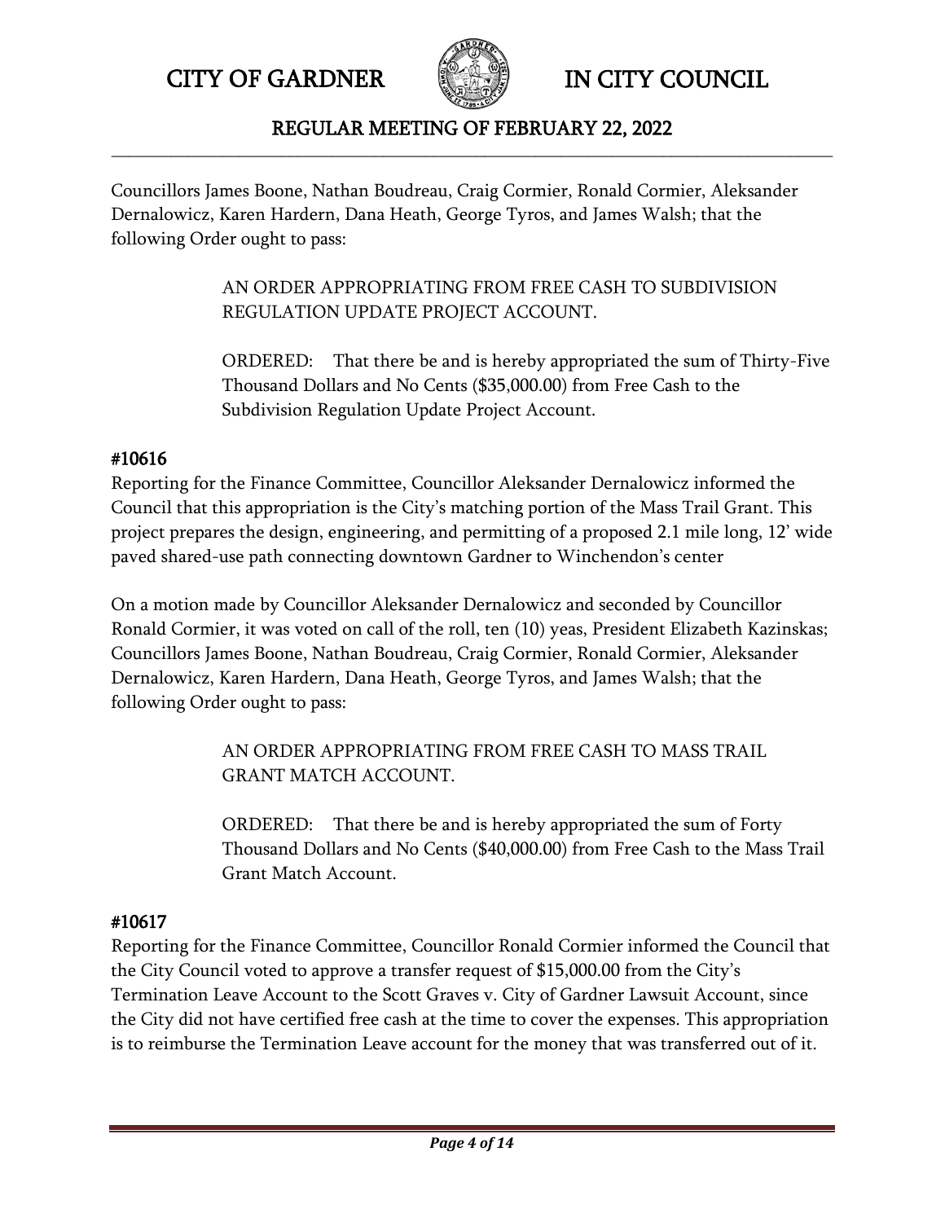Councillors James Boone, Nathan Boudreau, Craig Cormier, Ronald Cormier, Aleksander Dernalowicz, Karen Hardern, Dana Heath, George Tyros, and James Walsh; that the following Order ought to pass:

> AN ORDER APPROPRIATING FROM FREE CASH TO SUBDIVISION REGULATION UPDATE PROJECT ACCOUNT.
>
> ORDERED: That there be and is hereby appropriated the sum of Thirty-Five Thousand Dollars and No Cents ($35,000.00) from Free Cash to the Subdivision Regulation Update Project Account.

#### #10616

Reporting for the Finance Committee, Councillor Aleksander Dernalowicz informed the Council that this appropriation is the City's matching portion of the Mass Trail Grant. This project prepares the design, engineering, and permitting of a proposed 2.1 mile long, 12' wide paved shared-use path connecting downtown Gardner to Winchendon's center

On a motion made by Councillor Aleksander Dernalowicz and seconded by Councillor Ronald Cormier, it was voted on call of the roll, ten (10) yeas, President Elizabeth Kazinskas; Councillors James Boone, Nathan Boudreau, Craig Cormier, Ronald Cormier, Aleksander Dernalowicz, Karen Hardern, Dana Heath, George Tyros, and James Walsh; that the following Order ought to pass:

> AN ORDER APPROPRIATING FROM FREE CASH TO MASS TRAIL GRANT MATCH ACCOUNT.
>
> ORDERED: That there be and is hereby appropriated the sum of Forty Thousand Dollars and No Cents ($40,000.00) from Free Cash to the Mass Trail Grant Match Account.

#### #10617

Reporting for the Finance Committee, Councillor Ronald Cormier informed the Council that the City Council voted to approve a transfer request of $15,000.00 from the City's Termination Leave Account to the Scott Graves v. City of Gardner Lawsuit Account, since the City did not have certified free cash at the time to cover the expenses. This appropriation is to reimburse the Termination Leave account for the money that was transferred out of it.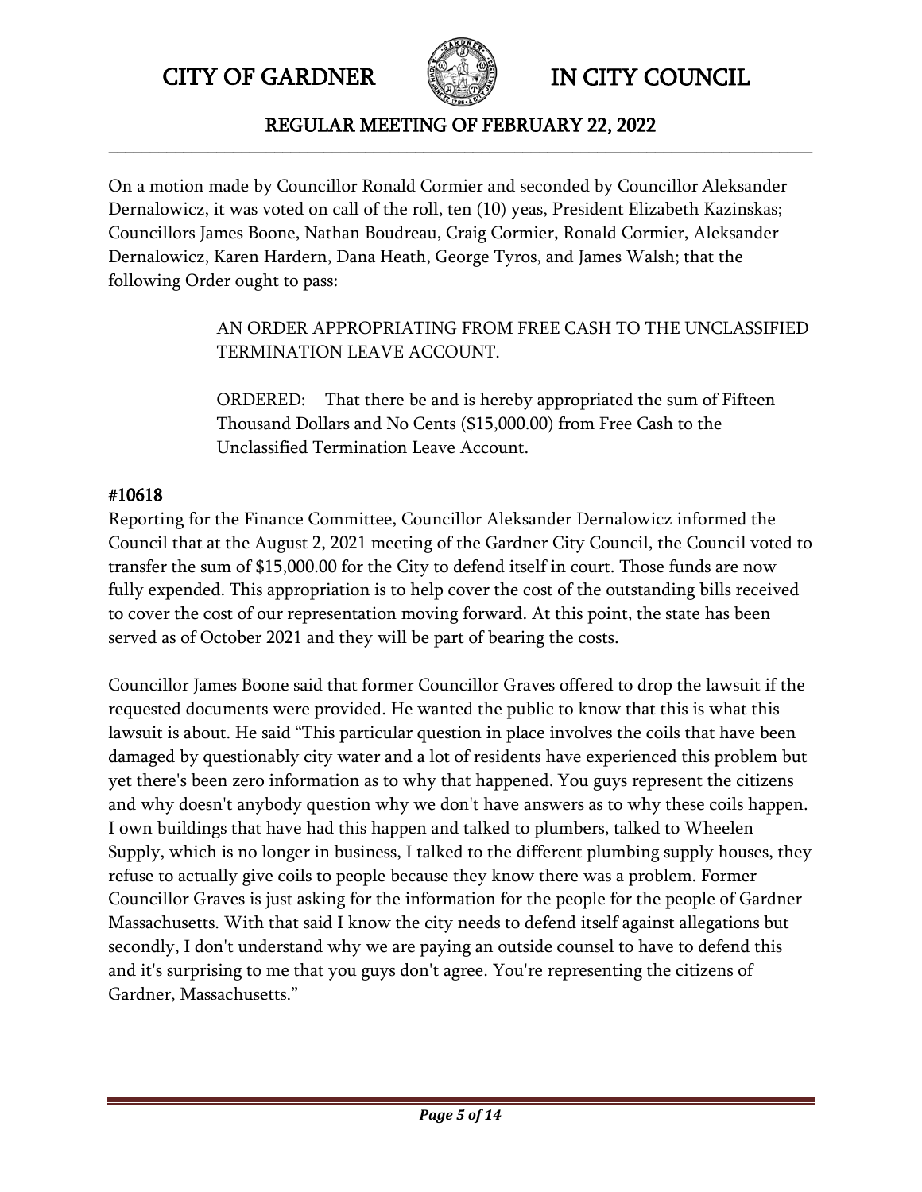On a motion made by Councillor Ronald Cormier and seconded by Councillor Aleksander Dernalowicz, it was voted on call of the roll, ten (10) yeas, President Elizabeth Kazinskas; Councillors James Boone, Nathan Boudreau, Craig Cormier, Ronald Cormier, Aleksander Dernalowicz, Karen Hardern, Dana Heath, George Tyros, and James Walsh; that the following Order ought to pass:

> AN ORDER APPROPRIATING FROM FREE CASH TO THE UNCLASSIFIED TERMINATION LEAVE ACCOUNT.
>
> ORDERED: That there be and is hereby appropriated the sum of Fifteen Thousand Dollars and No Cents ($15,000.00) from Free Cash to the Unclassified Termination Leave Account.

#### #10618

Reporting for the Finance Committee, Councillor Aleksander Dernalowicz informed the Council that at the August 2, 2021 meeting of the Gardner City Council, the Council voted to transfer the sum of $15,000.00 for the City to defend itself in court. Those funds are now fully expended. This appropriation is to help cover the cost of the outstanding bills received to cover the cost of our representation moving forward. At this point, the state has been served as of October 2021 and they will be part of bearing the costs.

Councillor James Boone said that former Councillor Graves offered to drop the lawsuit if the requested documents were provided. He wanted the public to know that this is what this lawsuit is about. He said "This particular question in place involves the coils that have been damaged by questionably city water and a lot of residents have experienced this problem but yet there's been zero information as to why that happened. You guys represent the citizens and why doesn't anybody question why we don't have answers as to why these coils happen. I own buildings that have had this happen and talked to plumbers, talked to Wheelen Supply, which is no longer in business, I talked to the different plumbing supply houses, they refuse to actually give coils to people because they know there was a problem. Former Councillor Graves is just asking for the information for the people for the people of Gardner Massachusetts. With that said I know the city needs to defend itself against allegations but secondly, I don't understand why we are paying an outside counsel to have to defend this and it's surprising to me that you guys don't agree. You're representing the citizens of Gardner, Massachusetts."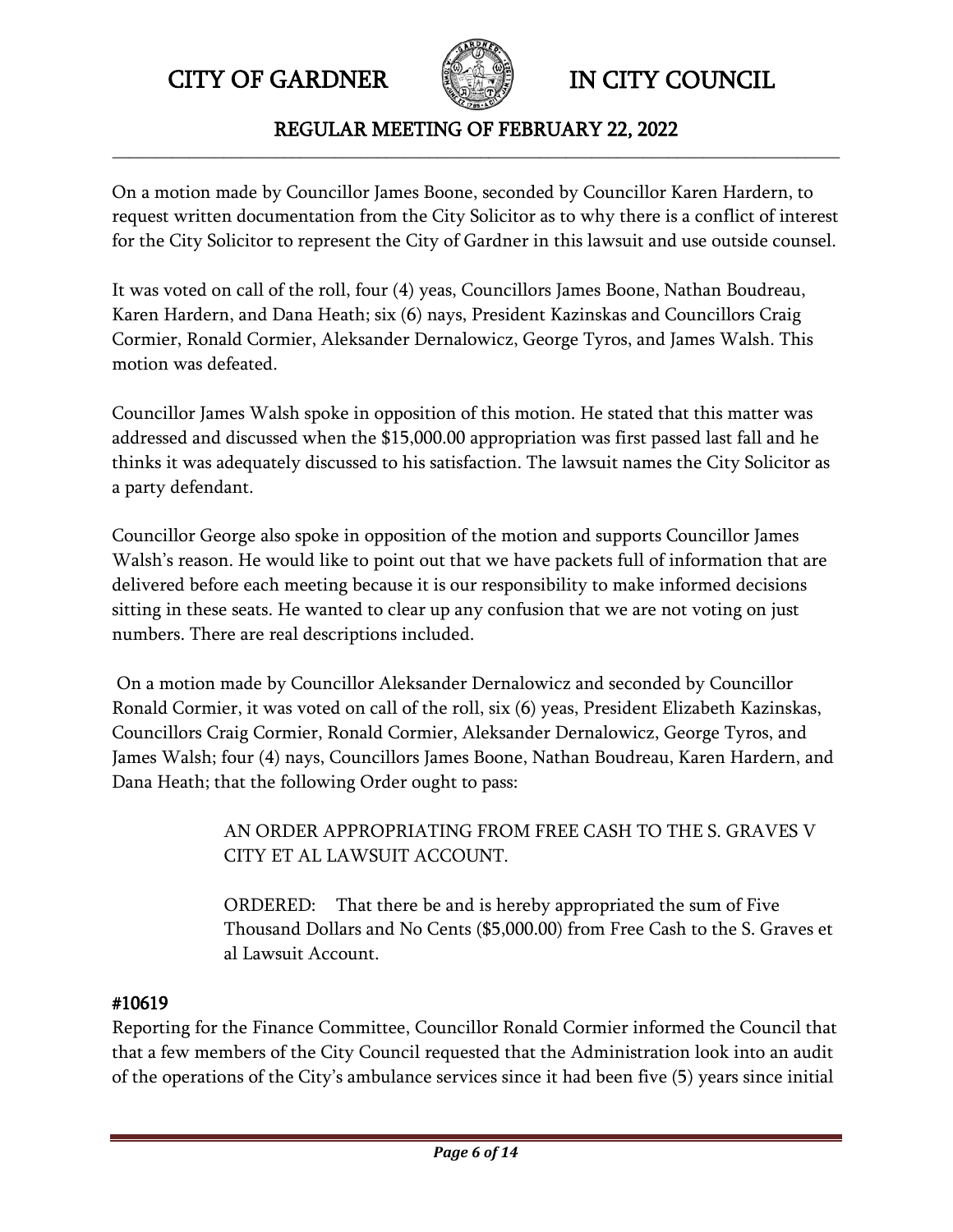On a motion made by Councillor James Boone, seconded by Councillor Karen Hardern, to request written documentation from the City Solicitor as to why there is a conflict of interest for the City Solicitor to represent the City of Gardner in this lawsuit and use outside counsel.

It was voted on call of the roll, four (4) yeas, Councillors James Boone, Nathan Boudreau, Karen Hardern, and Dana Heath; six (6) nays, President Kazinskas and Councillors Craig Cormier, Ronald Cormier, Aleksander Dernalowicz, George Tyros, and James Walsh. This motion was defeated.

Councillor James Walsh spoke in opposition of this motion. He stated that this matter was addressed and discussed when the $15,000.00 appropriation was first passed last fall and he thinks it was adequately discussed to his satisfaction. The lawsuit names the City Solicitor as a party defendant.

Councillor George also spoke in opposition of the motion and supports Councillor James Walsh's reason. He would like to point out that we have packets full of information that are delivered before each meeting because it is our responsibility to make informed decisions sitting in these seats. He wanted to clear up any confusion that we are not voting on just numbers. There are real descriptions included.

On a motion made by Councillor Aleksander Dernalowicz and seconded by Councillor Ronald Cormier, it was voted on call of the roll, six (6) yeas, President Elizabeth Kazinskas, Councillors Craig Cormier, Ronald Cormier, Aleksander Dernalowicz, George Tyros, and James Walsh; four (4) nays, Councillors James Boone, Nathan Boudreau, Karen Hardern, and Dana Heath; that the following Order ought to pass:

> AN ORDER APPROPRIATING FROM FREE CASH TO THE S. GRAVES V CITY ET AL LAWSUIT ACCOUNT.
>
> ORDERED: That there be and is hereby appropriated the sum of Five Thousand Dollars and No Cents ($5,000.00) from Free Cash to the S. Graves et al Lawsuit Account.

#### #10619

Reporting for the Finance Committee, Councillor Ronald Cormier informed the Council that that a few members of the City Council requested that the Administration look into an audit of the operations of the City's ambulance services since it had been five (5) years since initial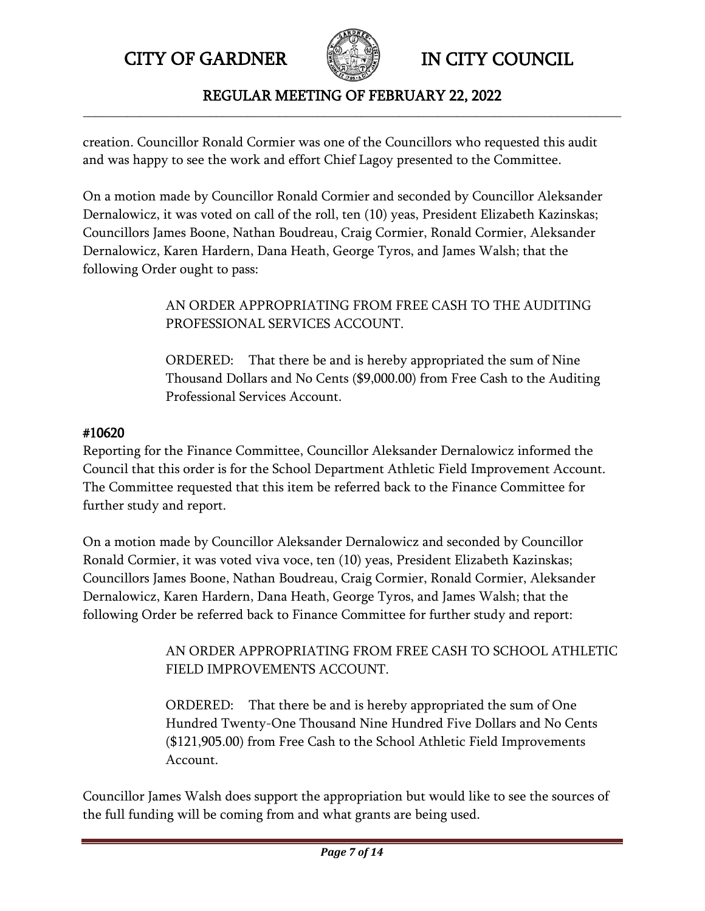creation. Councillor Ronald Cormier was one of the Councillors who requested this audit and was happy to see the work and effort Chief Lagoy presented to the Committee.

On a motion made by Councillor Ronald Cormier and seconded by Councillor Aleksander Dernalowicz, it was voted on call of the roll, ten (10) yeas, President Elizabeth Kazinskas; Councillors James Boone, Nathan Boudreau, Craig Cormier, Ronald Cormier, Aleksander Dernalowicz, Karen Hardern, Dana Heath, George Tyros, and James Walsh; that the following Order ought to pass:

> AN ORDER APPROPRIATING FROM FREE CASH TO THE AUDITING PROFESSIONAL SERVICES ACCOUNT.
>
> ORDERED: That there be and is hereby appropriated the sum of Nine Thousand Dollars and No Cents ($9,000.00) from Free Cash to the Auditing Professional Services Account.

**#10620**

Reporting for the Finance Committee, Councillor Aleksander Dernalowicz informed the Council that this order is for the School Department Athletic Field Improvement Account. The Committee requested that this item be referred back to the Finance Committee for further study and report.

On a motion made by Councillor Aleksander Dernalowicz and seconded by Councillor Ronald Cormier, it was voted viva voce, ten (10) yeas, President Elizabeth Kazinskas; Councillors James Boone, Nathan Boudreau, Craig Cormier, Ronald Cormier, Aleksander Dernalowicz, Karen Hardern, Dana Heath, George Tyros, and James Walsh; that the following Order be referred back to Finance Committee for further study and report:

> AN ORDER APPROPRIATING FROM FREE CASH TO SCHOOL ATHLETIC FIELD IMPROVEMENTS ACCOUNT.
>
> ORDERED: That there be and is hereby appropriated the sum of One Hundred Twenty-One Thousand Nine Hundred Five Dollars and No Cents ($121,905.00) from Free Cash to the School Athletic Field Improvements Account.

Councillor James Walsh does support the appropriation but would like to see the sources of the full funding will be coming from and what grants are being used.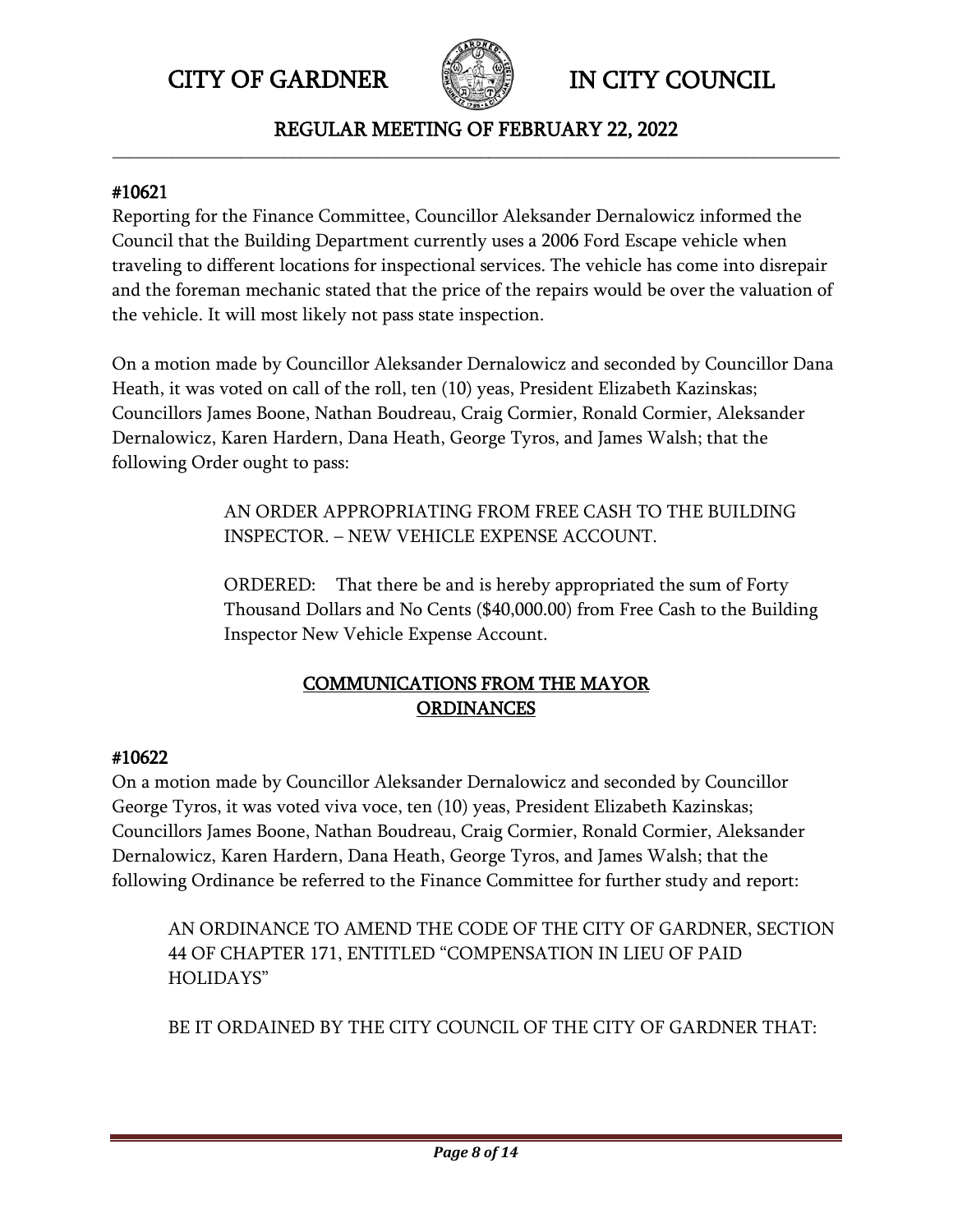#### #10621

Reporting for the Finance Committee, Councillor Aleksander Dernalowicz informed the Council that the Building Department currently uses a 2006 Ford Escape vehicle when traveling to different locations for inspectional services. The vehicle has come into disrepair and the foreman mechanic stated that the price of the repairs would be over the valuation of the vehicle. It will most likely not pass state inspection.

On a motion made by Councillor Aleksander Dernalowicz and seconded by Councillor Dana Heath, it was voted on call of the roll, ten (10) yeas, President Elizabeth Kazinskas; Councillors James Boone, Nathan Boudreau, Craig Cormier, Ronald Cormier, Aleksander Dernalowicz, Karen Hardern, Dana Heath, George Tyros, and James Walsh; that the following Order ought to pass:

> AN ORDER APPROPRIATING FROM FREE CASH TO THE BUILDING INSPECTOR. – NEW VEHICLE EXPENSE ACCOUNT.
>
> ORDERED: That there be and is hereby appropriated the sum of Forty Thousand Dollars and No Cents ($40,000.00) from Free Cash to the Building Inspector New Vehicle Expense Account.

## COMMUNICATIONS FROM THE MAYOR
## ORDINANCES

#### #10622

On a motion made by Councillor Aleksander Dernalowicz and seconded by Councillor George Tyros, it was voted viva voce, ten (10) yeas, President Elizabeth Kazinskas; Councillors James Boone, Nathan Boudreau, Craig Cormier, Ronald Cormier, Aleksander Dernalowicz, Karen Hardern, Dana Heath, George Tyros, and James Walsh; that the following Ordinance be referred to the Finance Committee for further study and report:

> AN ORDINANCE TO AMEND THE CODE OF THE CITY OF GARDNER, SECTION 44 OF CHAPTER 171, ENTITLED "COMPENSATION IN LIEU OF PAID HOLIDAYS"
>
> BE IT ORDAINED BY THE CITY COUNCIL OF THE CITY OF GARDNER THAT: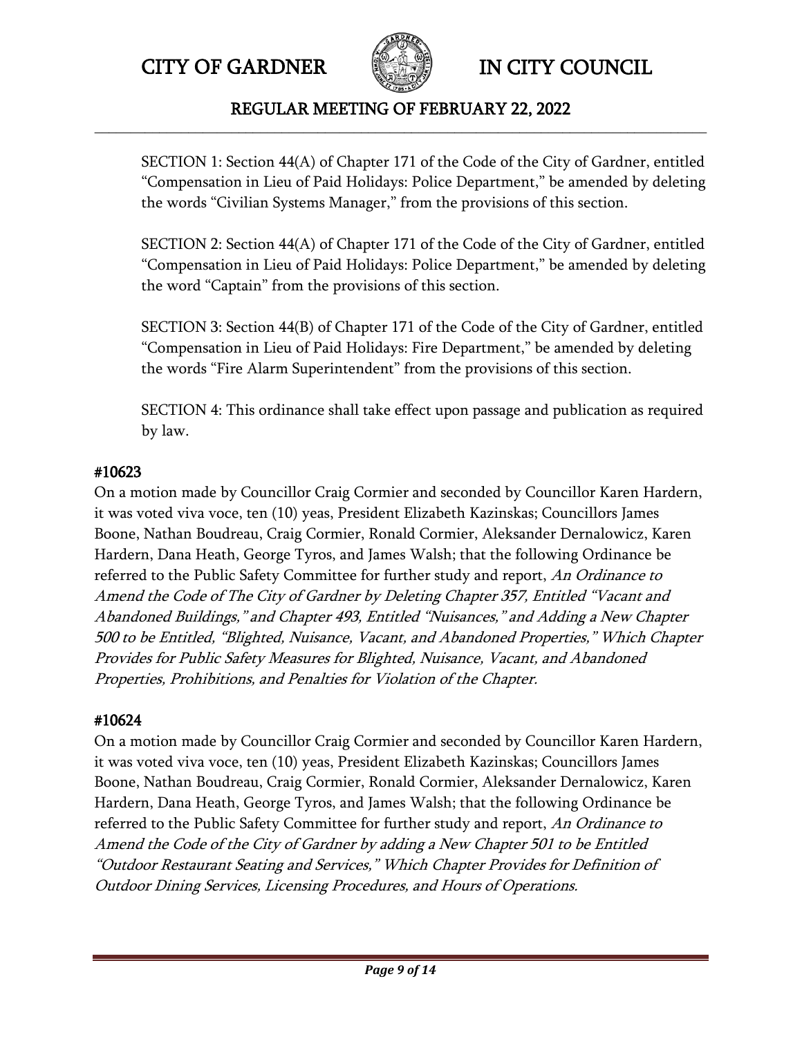SECTION 1: Section 44(A) of Chapter 171 of the Code of the City of Gardner, entitled "Compensation in Lieu of Paid Holidays: Police Department," be amended by deleting the words "Civilian Systems Manager," from the provisions of this section.

SECTION 2: Section 44(A) of Chapter 171 of the Code of the City of Gardner, entitled "Compensation in Lieu of Paid Holidays: Police Department," be amended by deleting the word "Captain" from the provisions of this section.

SECTION 3: Section 44(B) of Chapter 171 of the Code of the City of Gardner, entitled "Compensation in Lieu of Paid Holidays: Fire Department," be amended by deleting the words "Fire Alarm Superintendent" from the provisions of this section.

SECTION 4: This ordinance shall take effect upon passage and publication as required by law.

**#10623**

On a motion made by Councillor Craig Cormier and seconded by Councillor Karen Hardern, it was voted viva voce, ten (10) yeas, President Elizabeth Kazinskas; Councillors James Boone, Nathan Boudreau, Craig Cormier, Ronald Cormier, Aleksander Dernalowicz, Karen Hardern, Dana Heath, George Tyros, and James Walsh; that the following Ordinance be referred to the Public Safety Committee for further study and report, *An Ordinance to Amend the Code of The City of Gardner by Deleting Chapter 357, Entitled "Vacant and Abandoned Buildings," and Chapter 493, Entitled "Nuisances," and Adding a New Chapter 500 to be Entitled, "Blighted, Nuisance, Vacant, and Abandoned Properties," Which Chapter Provides for Public Safety Measures for Blighted, Nuisance, Vacant, and Abandoned Properties, Prohibitions, and Penalties for Violation of the Chapter.*

**#10624**

On a motion made by Councillor Craig Cormier and seconded by Councillor Karen Hardern, it was voted viva voce, ten (10) yeas, President Elizabeth Kazinskas; Councillors James Boone, Nathan Boudreau, Craig Cormier, Ronald Cormier, Aleksander Dernalowicz, Karen Hardern, Dana Heath, George Tyros, and James Walsh; that the following Ordinance be referred to the Public Safety Committee for further study and report, *An Ordinance to Amend the Code of the City of Gardner by adding a New Chapter 501 to be Entitled "Outdoor Restaurant Seating and Services," Which Chapter Provides for Definition of Outdoor Dining Services, Licensing Procedures, and Hours of Operations.*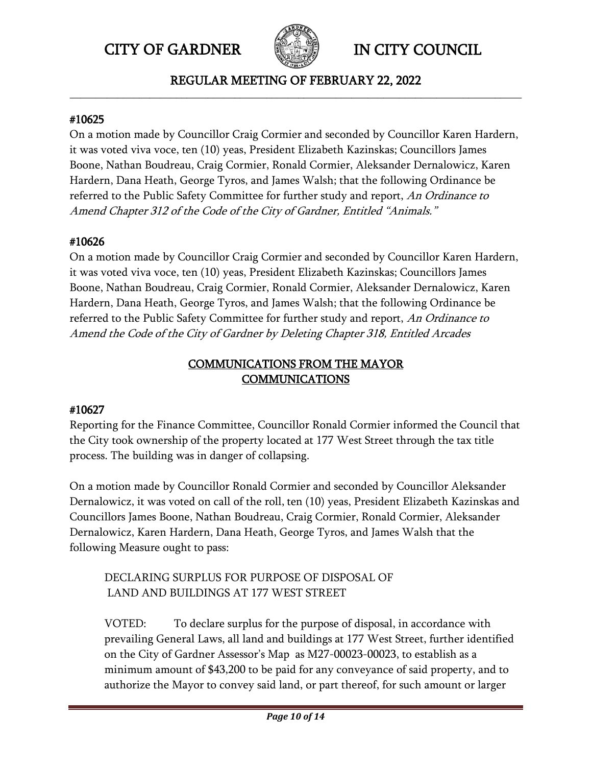#### #10625

On a motion made by Councillor Craig Cormier and seconded by Councillor Karen Hardern, it was voted viva voce, ten (10) yeas, President Elizabeth Kazinskas; Councillors James Boone, Nathan Boudreau, Craig Cormier, Ronald Cormier, Aleksander Dernalowicz, Karen Hardern, Dana Heath, George Tyros, and James Walsh; that the following Ordinance be referred to the Public Safety Committee for further study and report, *An Ordinance to Amend Chapter 312 of the Code of the City of Gardner, Entitled "Animals."*

#### #10626

On a motion made by Councillor Craig Cormier and seconded by Councillor Karen Hardern, it was voted viva voce, ten (10) yeas, President Elizabeth Kazinskas; Councillors James Boone, Nathan Boudreau, Craig Cormier, Ronald Cormier, Aleksander Dernalowicz, Karen Hardern, Dana Heath, George Tyros, and James Walsh; that the following Ordinance be referred to the Public Safety Committee for further study and report, *An Ordinance to Amend the Code of the City of Gardner by Deleting Chapter 318, Entitled Arcades*

## COMMUNICATIONS FROM THE MAYOR
## COMMUNICATIONS

#### #10627

Reporting for the Finance Committee, Councillor Ronald Cormier informed the Council that the City took ownership of the property located at 177 West Street through the tax title process. The building was in danger of collapsing.

On a motion made by Councillor Ronald Cormier and seconded by Councillor Aleksander Dernalowicz, it was voted on call of the roll, ten (10) yeas, President Elizabeth Kazinskas and Councillors James Boone, Nathan Boudreau, Craig Cormier, Ronald Cormier, Aleksander Dernalowicz, Karen Hardern, Dana Heath, George Tyros, and James Walsh that the following Measure ought to pass:

> DECLARING SURPLUS FOR PURPOSE OF DISPOSAL OF LAND AND BUILDINGS AT 177 WEST STREET
>
> VOTED: To declare surplus for the purpose of disposal, in accordance with prevailing General Laws, all land and buildings at 177 West Street, further identified on the City of Gardner Assessor's Map as M27-00023-00023, to establish as a minimum amount of $43,200 to be paid for any conveyance of said property, and to authorize the Mayor to convey said land, or part thereof, for such amount or larger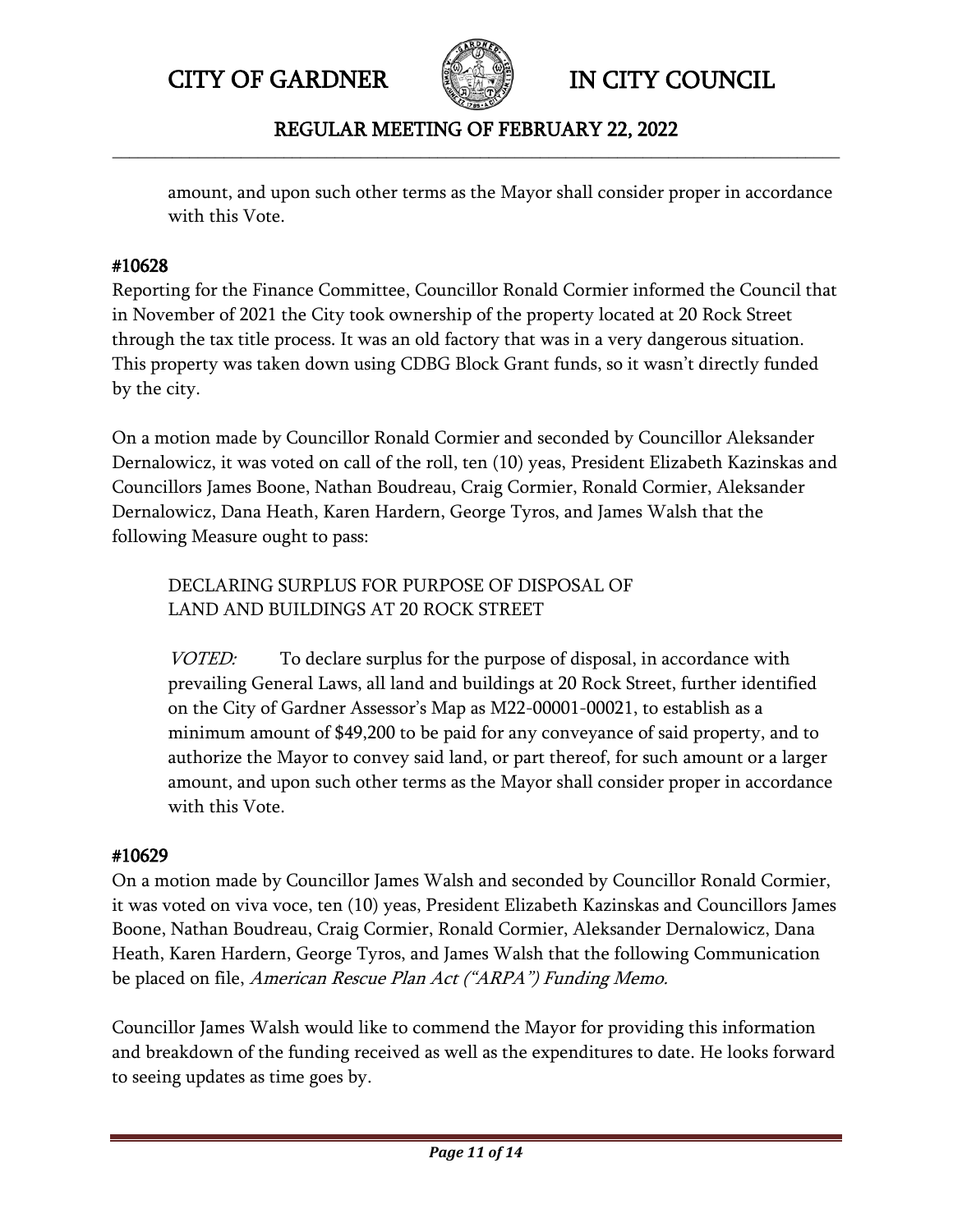amount, and upon such other terms as the Mayor shall consider proper in accordance with this Vote.

#### #10628

Reporting for the Finance Committee, Councillor Ronald Cormier informed the Council that in November of 2021 the City took ownership of the property located at 20 Rock Street through the tax title process. It was an old factory that was in a very dangerous situation. This property was taken down using CDBG Block Grant funds, so it wasn't directly funded by the city.

On a motion made by Councillor Ronald Cormier and seconded by Councillor Aleksander Dernalowicz, it was voted on call of the roll, ten (10) yeas, President Elizabeth Kazinskas and Councillors James Boone, Nathan Boudreau, Craig Cormier, Ronald Cormier, Aleksander Dernalowicz, Dana Heath, Karen Hardern, George Tyros, and James Walsh that the following Measure ought to pass:

> DECLARING SURPLUS FOR PURPOSE OF DISPOSAL OF LAND AND BUILDINGS AT 20 ROCK STREET
>
> *VOTED:* To declare surplus for the purpose of disposal, in accordance with prevailing General Laws, all land and buildings at 20 Rock Street, further identified on the City of Gardner Assessor's Map as M22-00001-00021, to establish as a minimum amount of $49,200 to be paid for any conveyance of said property, and to authorize the Mayor to convey said land, or part thereof, for such amount or a larger amount, and upon such other terms as the Mayor shall consider proper in accordance with this Vote.

#### #10629

On a motion made by Councillor James Walsh and seconded by Councillor Ronald Cormier, it was voted on viva voce, ten (10) yeas, President Elizabeth Kazinskas and Councillors James Boone, Nathan Boudreau, Craig Cormier, Ronald Cormier, Aleksander Dernalowicz, Dana Heath, Karen Hardern, George Tyros, and James Walsh that the following Communication be placed on file, *American Rescue Plan Act ("ARPA") Funding Memo.*

Councillor James Walsh would like to commend the Mayor for providing this information and breakdown of the funding received as well as the expenditures to date. He looks forward to seeing updates as time goes by.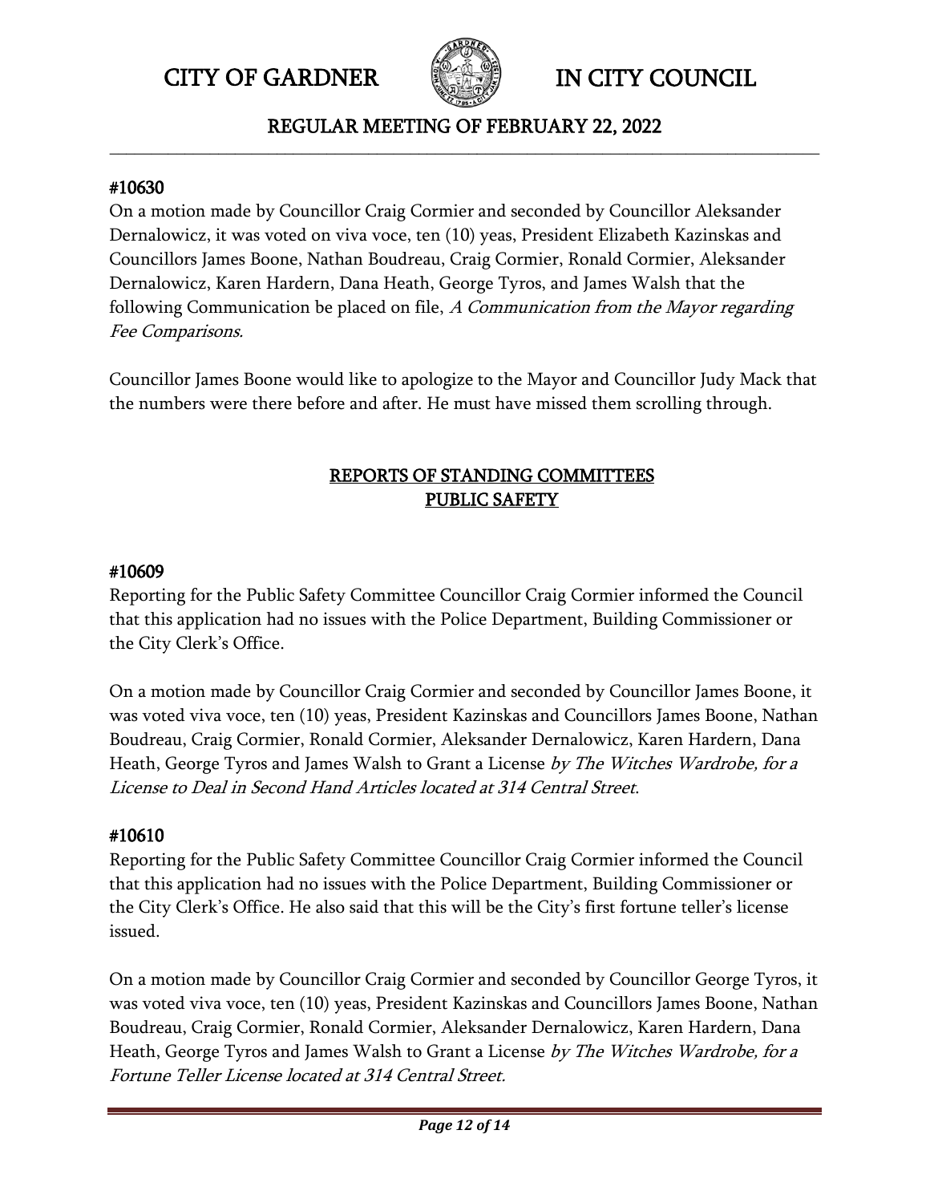#### #10630

On a motion made by Councillor Craig Cormier and seconded by Councillor Aleksander Dernalowicz, it was voted on viva voce, ten (10) yeas, President Elizabeth Kazinskas and Councillors James Boone, Nathan Boudreau, Craig Cormier, Ronald Cormier, Aleksander Dernalowicz, Karen Hardern, Dana Heath, George Tyros, and James Walsh that the following Communication be placed on file, *A Communication from the Mayor regarding Fee Comparisons.*

Councillor James Boone would like to apologize to the Mayor and Councillor Judy Mack that the numbers were there before and after. He must have missed them scrolling through.

## REPORTS OF STANDING COMMITTEES
## PUBLIC SAFETY

#### #10609

Reporting for the Public Safety Committee Councillor Craig Cormier informed the Council that this application had no issues with the Police Department, Building Commissioner or the City Clerk's Office.

On a motion made by Councillor Craig Cormier and seconded by Councillor James Boone, it was voted viva voce, ten (10) yeas, President Kazinskas and Councillors James Boone, Nathan Boudreau, Craig Cormier, Ronald Cormier, Aleksander Dernalowicz, Karen Hardern, Dana Heath, George Tyros and James Walsh to Grant a License *by The Witches Wardrobe, for a License to Deal in Second Hand Articles located at 314 Central Street*.

#### #10610

Reporting for the Public Safety Committee Councillor Craig Cormier informed the Council that this application had no issues with the Police Department, Building Commissioner or the City Clerk's Office. He also said that this will be the City's first fortune teller's license issued.

On a motion made by Councillor Craig Cormier and seconded by Councillor George Tyros, it was voted viva voce, ten (10) yeas, President Kazinskas and Councillors James Boone, Nathan Boudreau, Craig Cormier, Ronald Cormier, Aleksander Dernalowicz, Karen Hardern, Dana Heath, George Tyros and James Walsh to Grant a License *by The Witches Wardrobe, for a Fortune Teller License located at 314 Central Street.*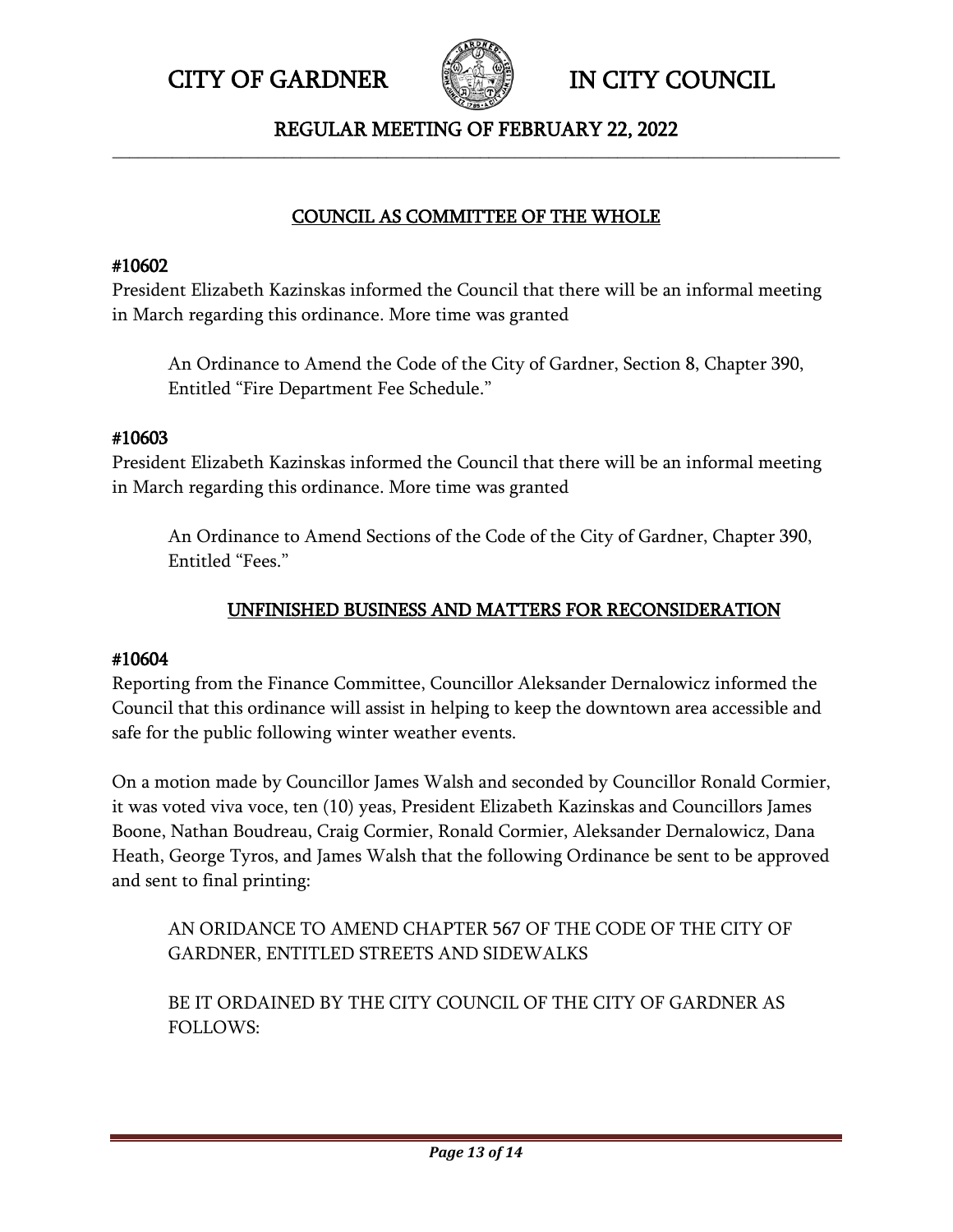## COUNCIL AS COMMITTEE OF THE WHOLE

**#10602**

President Elizabeth Kazinskas informed the Council that there will be an informal meeting in March regarding this ordinance. More time was granted

> An Ordinance to Amend the Code of the City of Gardner, Section 8, Chapter 390, Entitled "Fire Department Fee Schedule."

**#10603**

President Elizabeth Kazinskas informed the Council that there will be an informal meeting in March regarding this ordinance. More time was granted

> An Ordinance to Amend Sections of the Code of the City of Gardner, Chapter 390, Entitled "Fees."

## UNFINISHED BUSINESS AND MATTERS FOR RECONSIDERATION

**#10604**

Reporting from the Finance Committee, Councillor Aleksander Dernalowicz informed the Council that this ordinance will assist in helping to keep the downtown area accessible and safe for the public following winter weather events.

On a motion made by Councillor James Walsh and seconded by Councillor Ronald Cormier, it was voted viva voce, ten (10) yeas, President Elizabeth Kazinskas and Councillors James Boone, Nathan Boudreau, Craig Cormier, Ronald Cormier, Aleksander Dernalowicz, Dana Heath, George Tyros, and James Walsh that the following Ordinance be sent to be approved and sent to final printing:

> AN ORIDANCE TO AMEND CHAPTER 567 OF THE CODE OF THE CITY OF GARDNER, ENTITLED STREETS AND SIDEWALKS
>
> BE IT ORDAINED BY THE CITY COUNCIL OF THE CITY OF GARDNER AS FOLLOWS: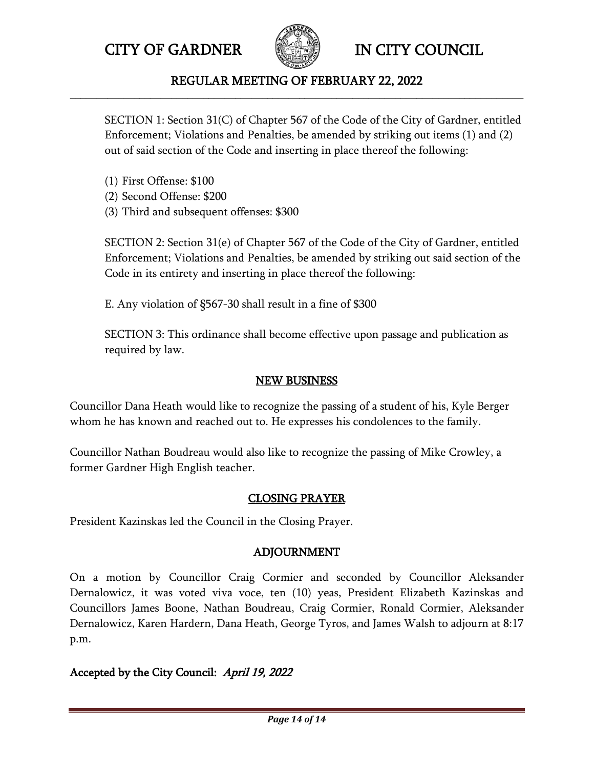SECTION 1: Section 31(C) of Chapter 567 of the Code of the City of Gardner, entitled Enforcement; Violations and Penalties, be amended by striking out items (1) and (2) out of said section of the Code and inserting in place thereof the following:

(1) First Offense: $100
(2) Second Offense: $200
(3) Third and subsequent offenses: $300

SECTION 2: Section 31(e) of Chapter 567 of the Code of the City of Gardner, entitled Enforcement; Violations and Penalties, be amended by striking out said section of the Code in its entirety and inserting in place thereof the following:

E. Any violation of §567-30 shall result in a fine of $300

SECTION 3: This ordinance shall become effective upon passage and publication as required by law.

## NEW BUSINESS

Councillor Dana Heath would like to recognize the passing of a student of his, Kyle Berger whom he has known and reached out to. He expresses his condolences to the family.

Councillor Nathan Boudreau would also like to recognize the passing of Mike Crowley, a former Gardner High English teacher.

## CLOSING PRAYER

President Kazinskas led the Council in the Closing Prayer.

## ADJOURNMENT

On a motion by Councillor Craig Cormier and seconded by Councillor Aleksander Dernalowicz, it was voted viva voce, ten (10) yeas, President Elizabeth Kazinskas and Councillors James Boone, Nathan Boudreau, Craig Cormier, Ronald Cormier, Aleksander Dernalowicz, Karen Hardern, Dana Heath, George Tyros, and James Walsh to adjourn at 8:17 p.m.

**Accepted by the City Council:** ***April 19, 2022***